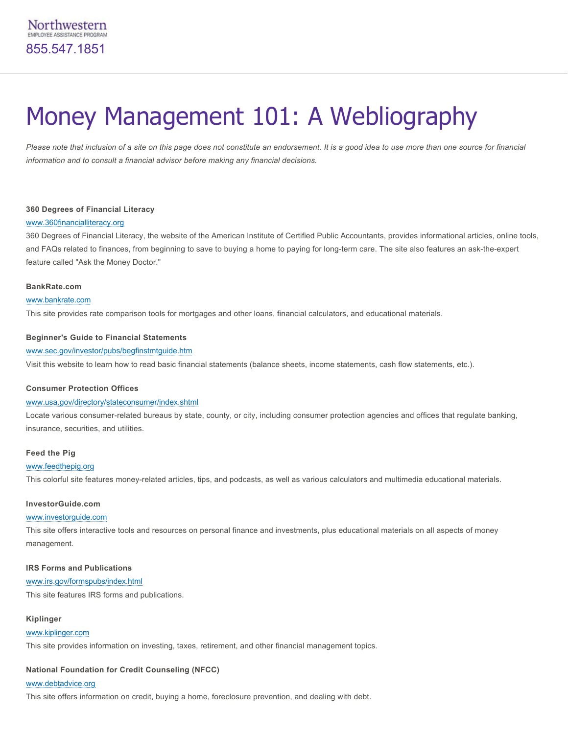Northwestern
EMPLOYEE ASSISTANCE PROGRAM
855.547.1851

# Money Management 101: A Webliography

*Please note that inclusion of a site on this page does not constitute an endorsement. It is a good idea to use more than one source for financial information and to consult a financial advisor before making any financial decisions.*

**360 Degrees of Financial Literacy**

www.360financialliteracy.org

360 Degrees of Financial Literacy, the website of the American Institute of Certified Public Accountants, provides informational articles, online tools, and FAQs related to finances, from beginning to save to buying a home to paying for long-term care. The site also features an ask-the-expert feature called "Ask the Money Doctor."

**BankRate.com**

www.bankrate.com

This site provides rate comparison tools for mortgages and other loans, financial calculators, and educational materials.

**Beginner's Guide to Financial Statements**

www.sec.gov/investor/pubs/begfinstmtguide.htm

Visit this website to learn how to read basic financial statements (balance sheets, income statements, cash flow statements, etc.).

**Consumer Protection Offices**

www.usa.gov/directory/stateconsumer/index.shtml

Locate various consumer-related bureaus by state, county, or city, including consumer protection agencies and offices that regulate banking, insurance, securities, and utilities.

**Feed the Pig**

www.feedthepig.org

This colorful site features money-related articles, tips, and podcasts, as well as various calculators and multimedia educational materials.

**InvestorGuide.com**

www.investorguide.com

This site offers interactive tools and resources on personal finance and investments, plus educational materials on all aspects of money management.

**IRS Forms and Publications**

www.irs.gov/formspubs/index.html

This site features IRS forms and publications.

**Kiplinger**

www.kiplinger.com

This site provides information on investing, taxes, retirement, and other financial management topics.

**National Foundation for Credit Counseling (NFCC)**

www.debtadvice.org

This site offers information on credit, buying a home, foreclosure prevention, and dealing with debt.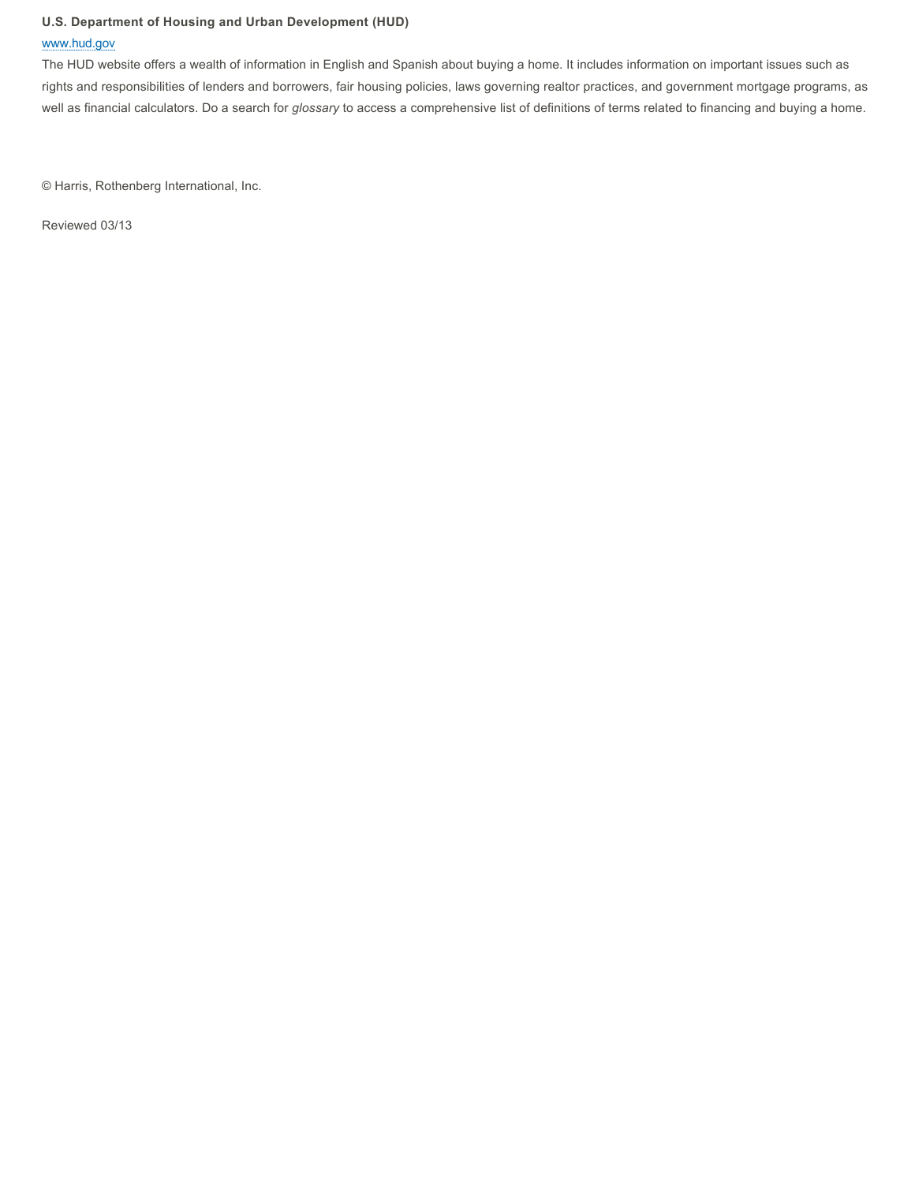**U.S. Department of Housing and Urban Development (HUD)**

[www.hud.gov](http://www.hud.gov)

The HUD website offers a wealth of information in English and Spanish about buying a home. It includes information on important issues such as rights and responsibilities of lenders and borrowers, fair housing policies, laws governing realtor practices, and government mortgage programs, as well as financial calculators. Do a search for *glossary* to access a comprehensive list of definitions of terms related to financing and buying a home.

© Harris, Rothenberg International, Inc.

Reviewed 03/13